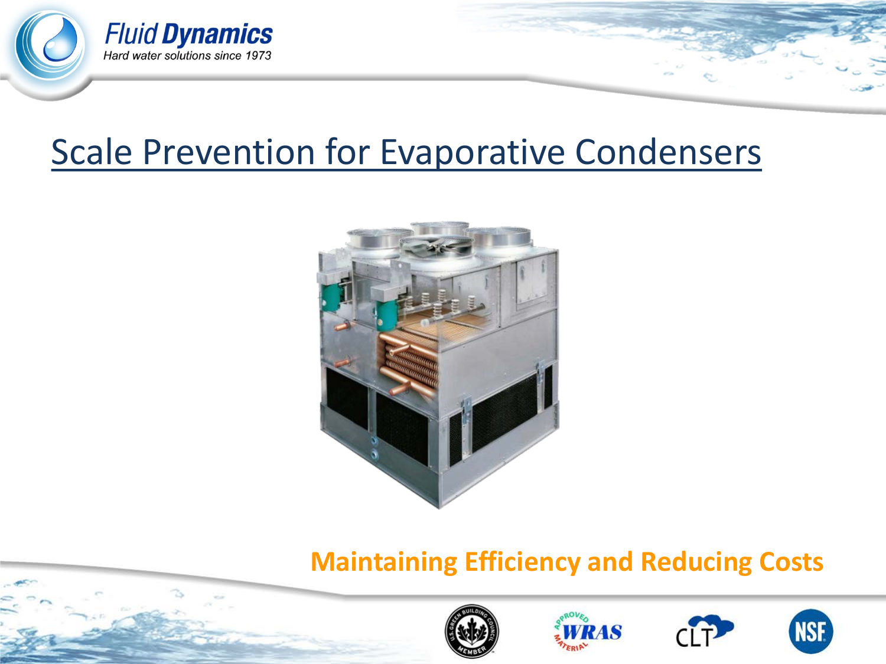Fluid Dynamics

*Hard water solutions since 1973*

# Scale Prevention for Evaporative Condensers

**Maintaining Efficiency and Reducing Costs**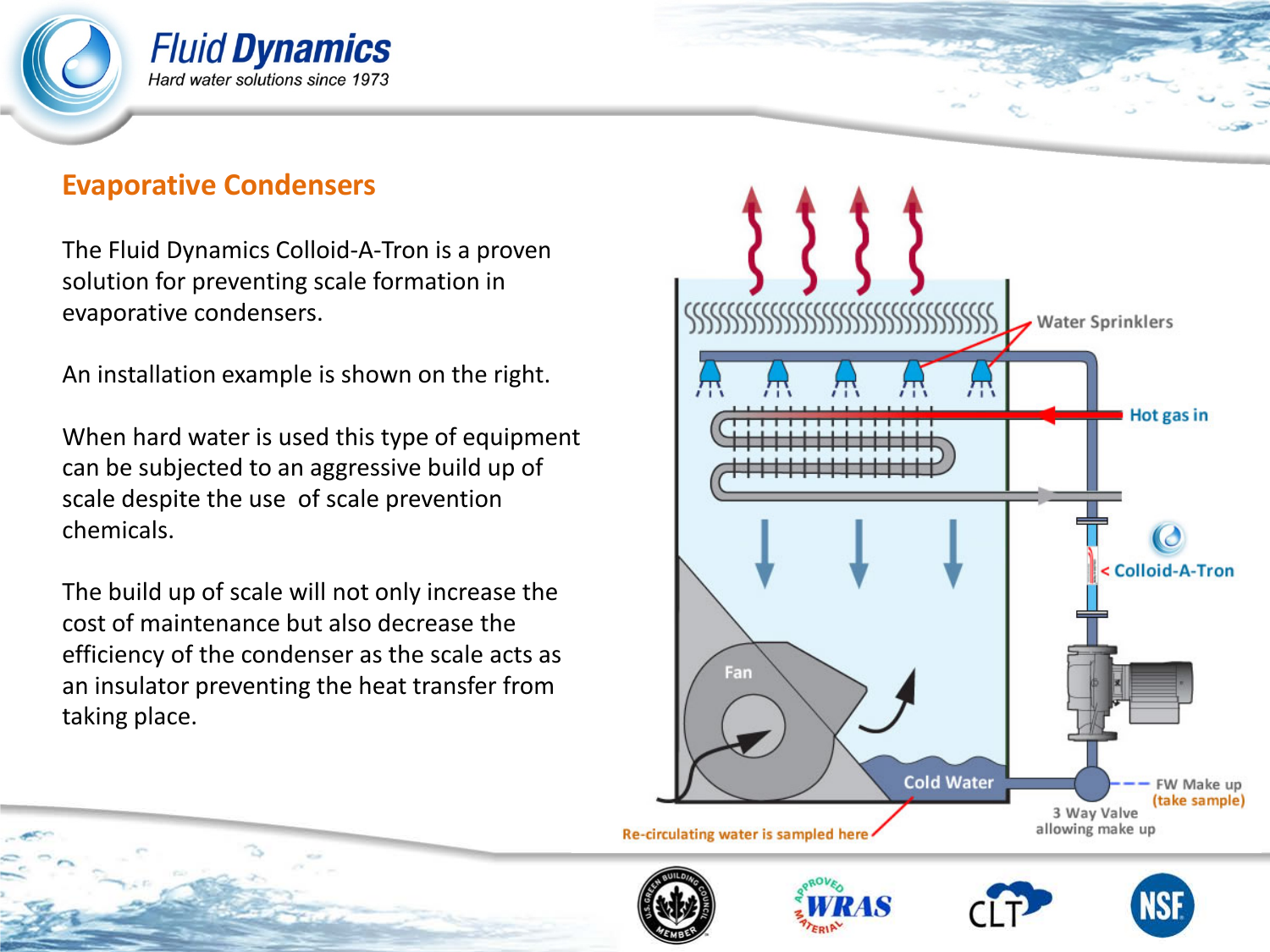## Evaporative Condensers

The Fluid Dynamics Colloid-A-Tron is a proven solution for preventing scale formation in evaporative condensers.

An installation example is shown on the right.

When hard water is used this type of equipment can be subjected to an aggressive build up of scale despite the use of scale prevention chemicals.

The build up of scale will not only increase the cost of maintenance but also decrease the efficiency of the condenser as the scale acts as an insulator preventing the heat transfer from taking place.

Water Sprinklers

Hot gas in

Colloid-A-Tron

Fan

Cold Water

FW Make up (take sample)

3 Way Valve allowing make up

Re-circulating water is sampled here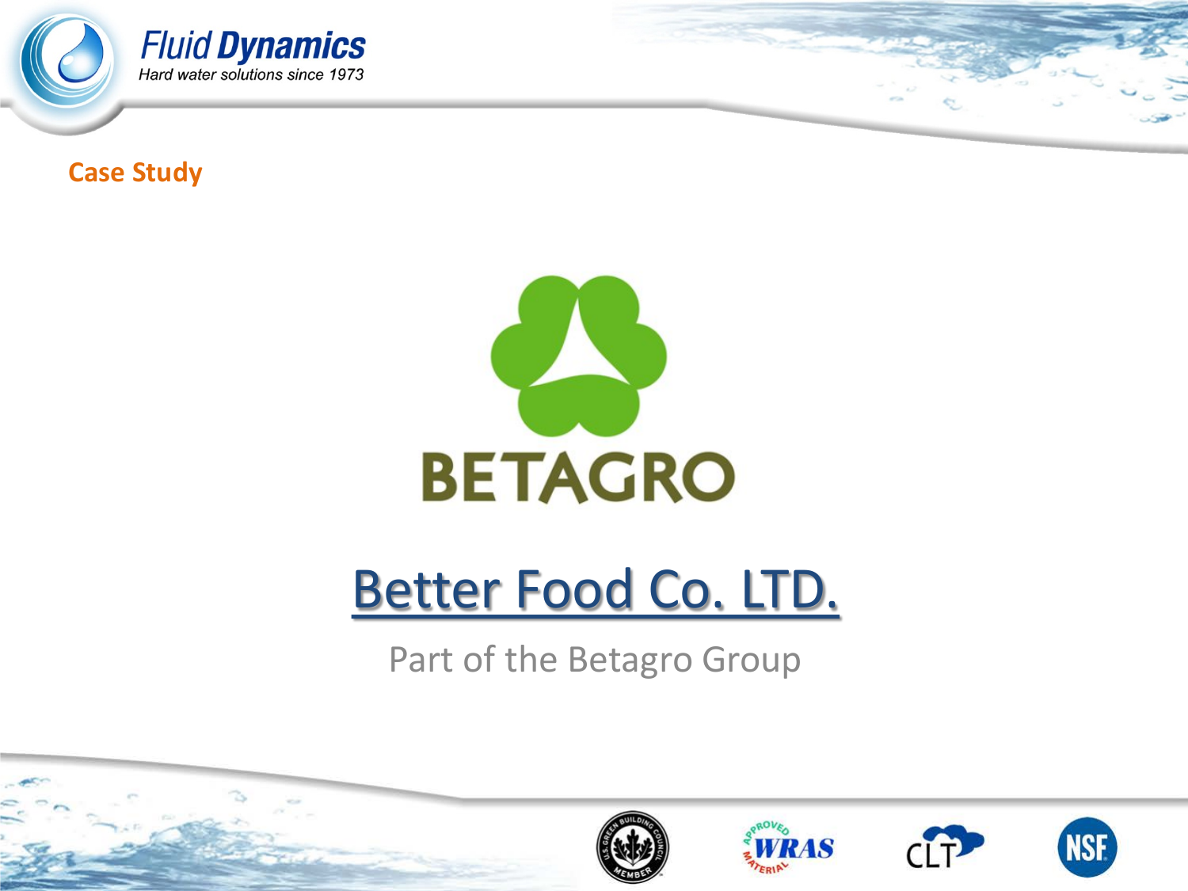Case Study

BETAGRO

# Better Food Co. LTD.

Part of the Betagro Group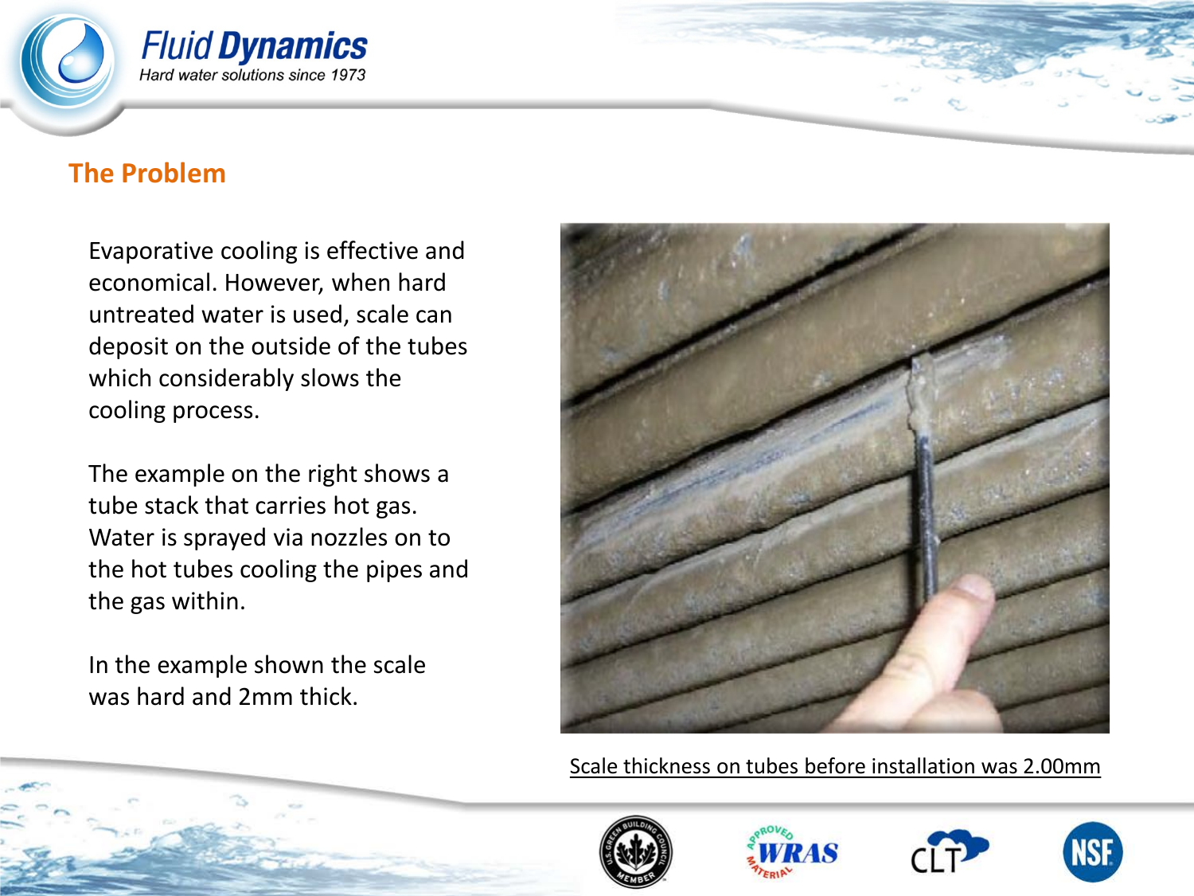## The Problem

Evaporative cooling is effective and economical. However, when hard untreated water is used, scale can deposit on the outside of the tubes which considerably slows the cooling process.

The example on the right shows a tube stack that carries hot gas. Water is sprayed via nozzles on to the hot tubes cooling the pipes and the gas within.

In the example shown the scale was hard and 2mm thick.

Scale thickness on tubes before installation was 2.00mm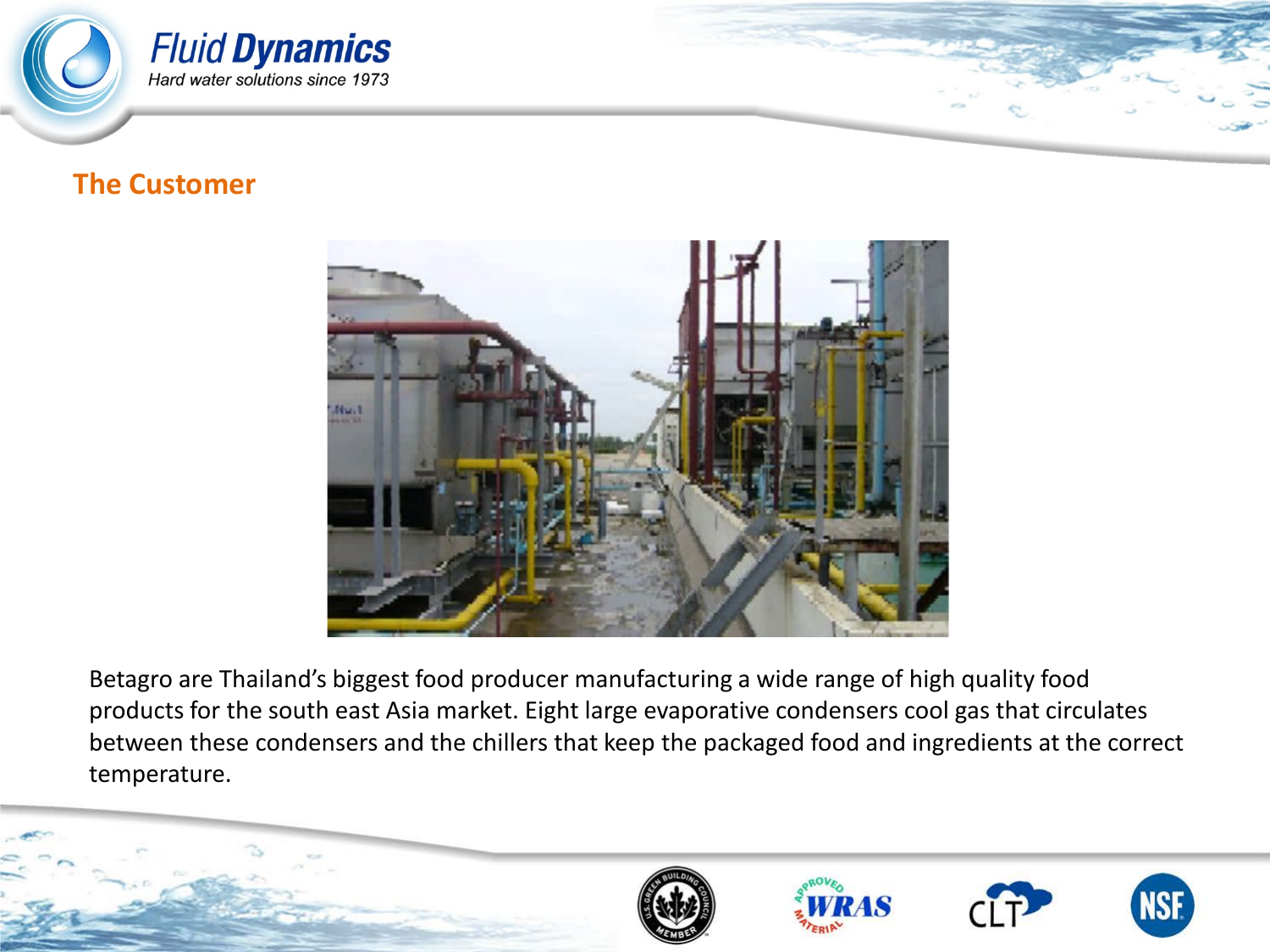## The Customer

Betagro are Thailand's biggest food producer manufacturing a wide range of high quality food products for the south east Asia market. Eight large evaporative condensers cool gas that circulates between these condensers and the chillers that keep the packaged food and ingredients at the correct temperature.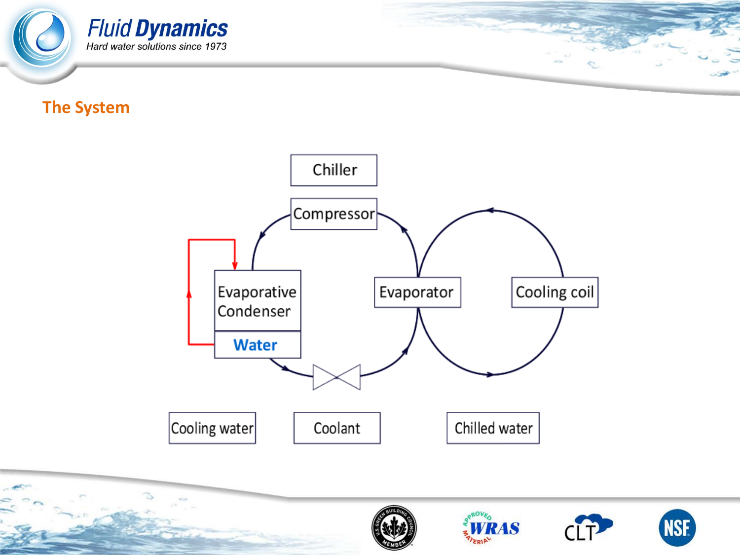## The System

Chiller

Compressor

Evaporative Condenser

Water

Evaporator

Cooling coil

Cooling water

Coolant

Chilled water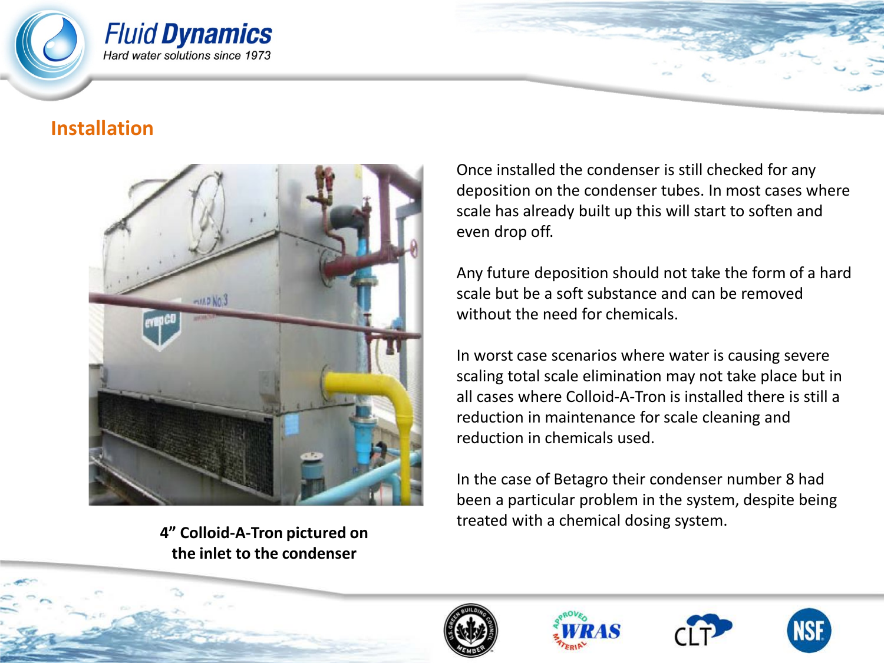## Installation

4" Colloid-A-Tron pictured on the inlet to the condenser

Once installed the condenser is still checked for any deposition on the condenser tubes. In most cases where scale has already built up this will start to soften and even drop off.

Any future deposition should not take the form of a hard scale but be a soft substance and can be removed without the need for chemicals.

In worst case scenarios where water is causing severe scaling total scale elimination may not take place but in all cases where Colloid-A-Tron is installed there is still a reduction in maintenance for scale cleaning and reduction in chemicals used.

In the case of Betagro their condenser number 8 had been a particular problem in the system, despite being treated with a chemical dosing system.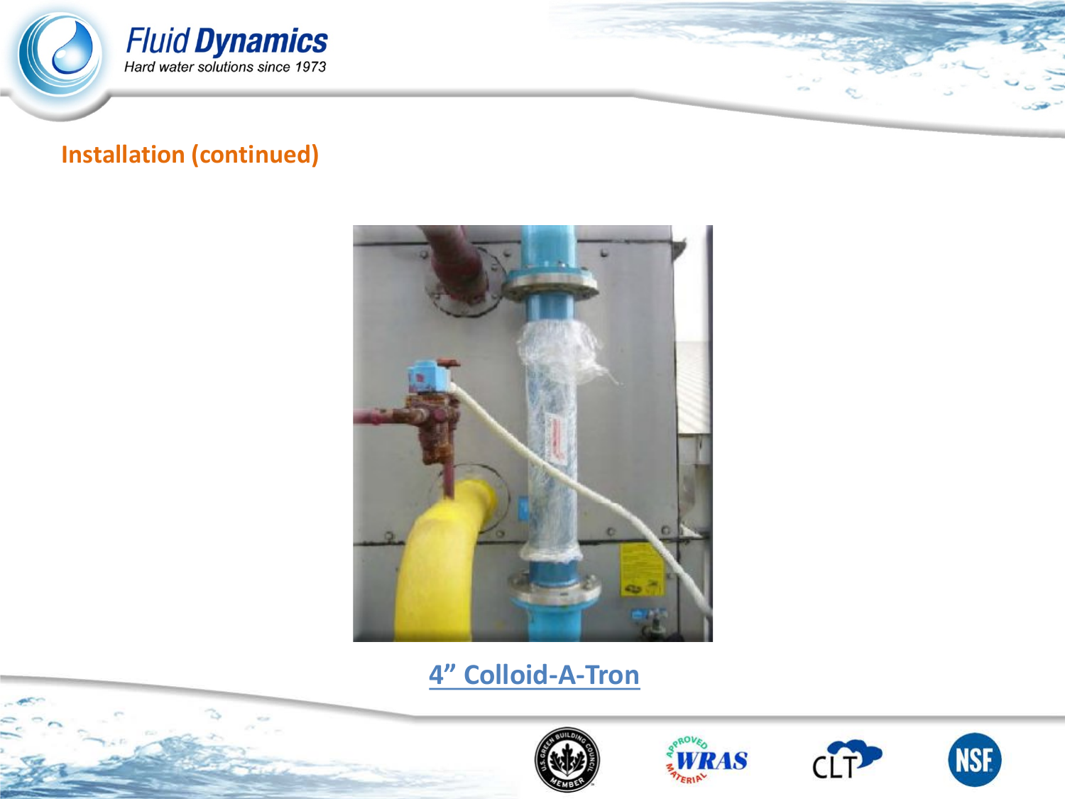## Installation (continued)

4” Colloid-A-Tron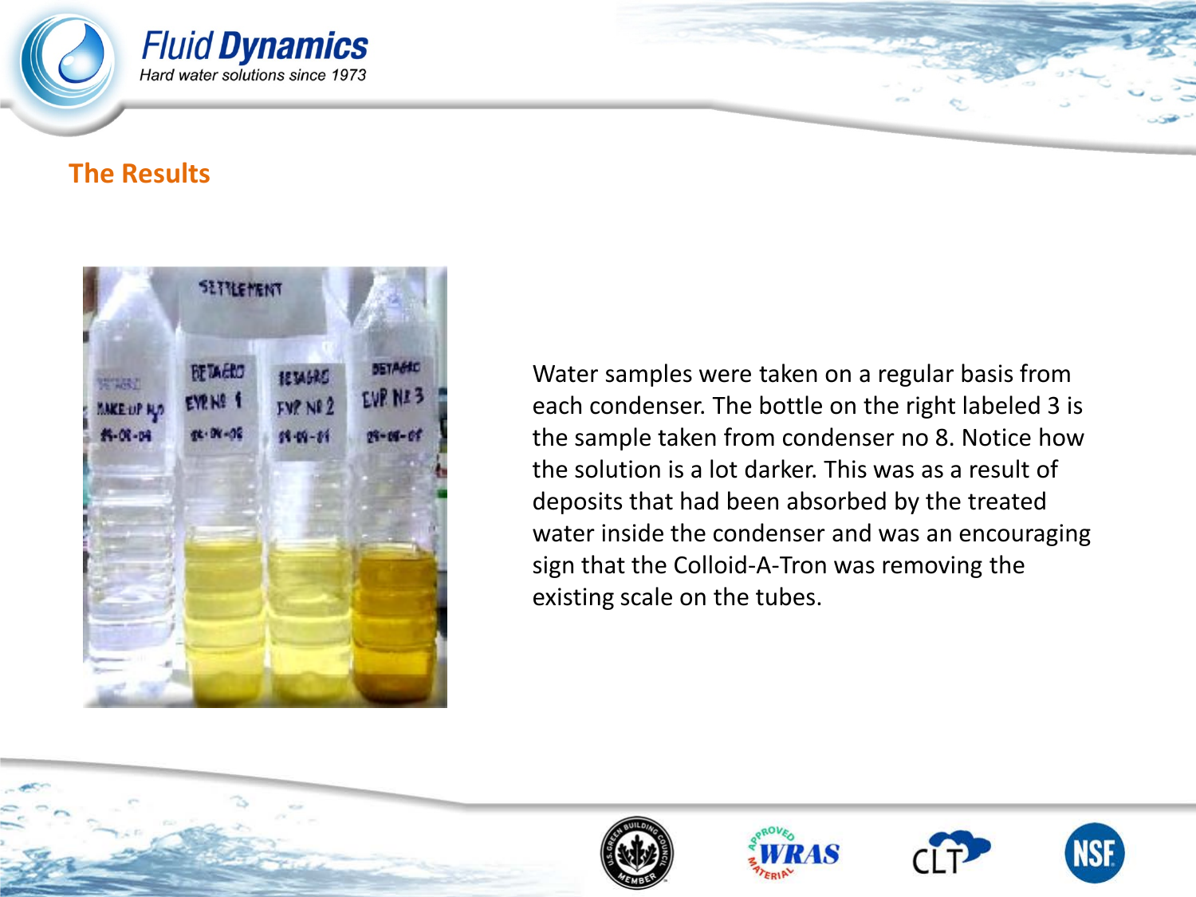## The Results

Water samples were taken on a regular basis from each condenser. The bottle on the right labeled 3 is the sample taken from condenser no 8. Notice how the solution is a lot darker. This was as a result of deposits that had been absorbed by the treated water inside the condenser and was an encouraging sign that the Colloid-A-Tron was removing the existing scale on the tubes.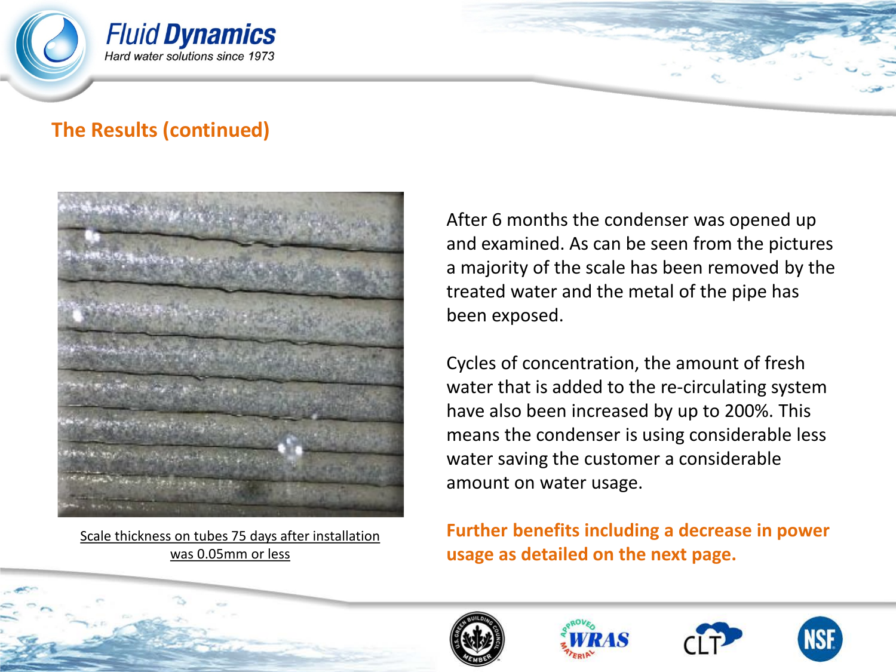## The Results (continued)

Scale thickness on tubes 75 days after installation was 0.05mm or less

After 6 months the condenser was opened up and examined. As can be seen from the pictures a majority of the scale has been removed by the treated water and the metal of the pipe has been exposed.

Cycles of concentration, the amount of fresh water that is added to the re-circulating system have also been increased by up to 200%. This means the condenser is using considerable less water saving the customer a considerable amount on water usage.

**Further benefits including a decrease in power usage as detailed on the next page.**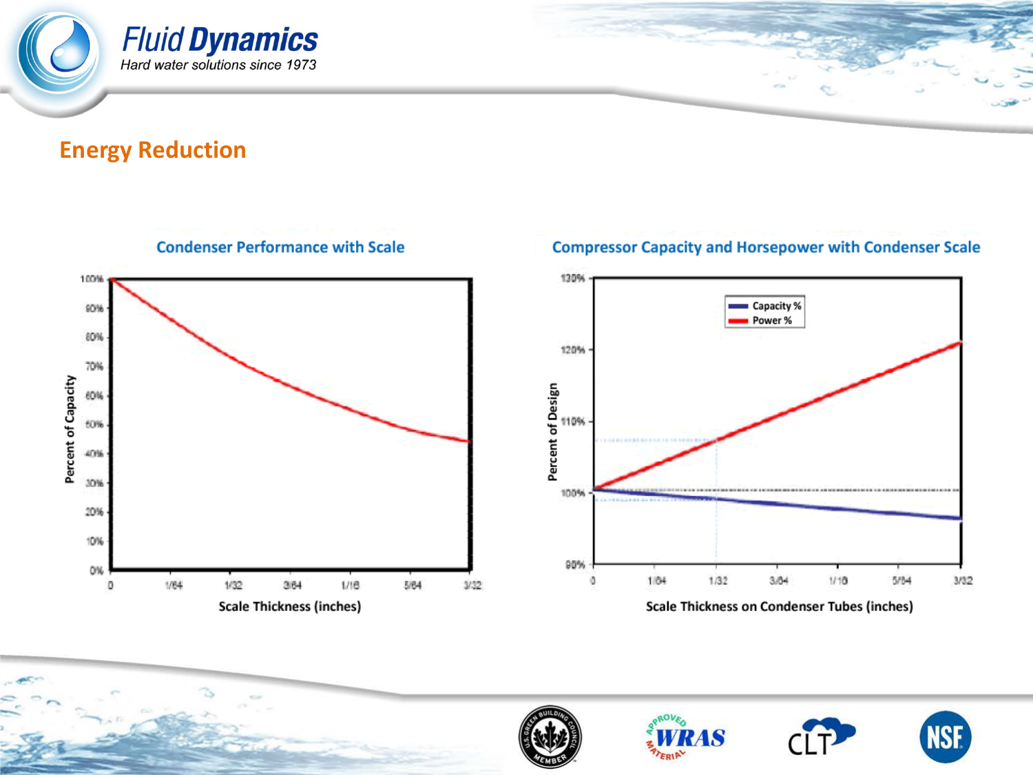## Energy Reduction

**Condenser Performance with Scale**

Percent of Capacity: 100%, 90%, 80%, 70%, 60%, 50%, 40%, 30%, 20%, 10%, 0%

Scale Thickness (inches): 0, 1/64, 1/32, 3/64, 1/16, 5/64, 3/32

**Compressor Capacity and Horsepower with Condenser Scale**

Capacity %
Power %

Percent of Design: 130%, 120%, 110%, 100%, 90%

Scale Thickness on Condenser Tubes (inches): 0, 1/64, 1/32, 3/64, 1/16, 5/64, 3/32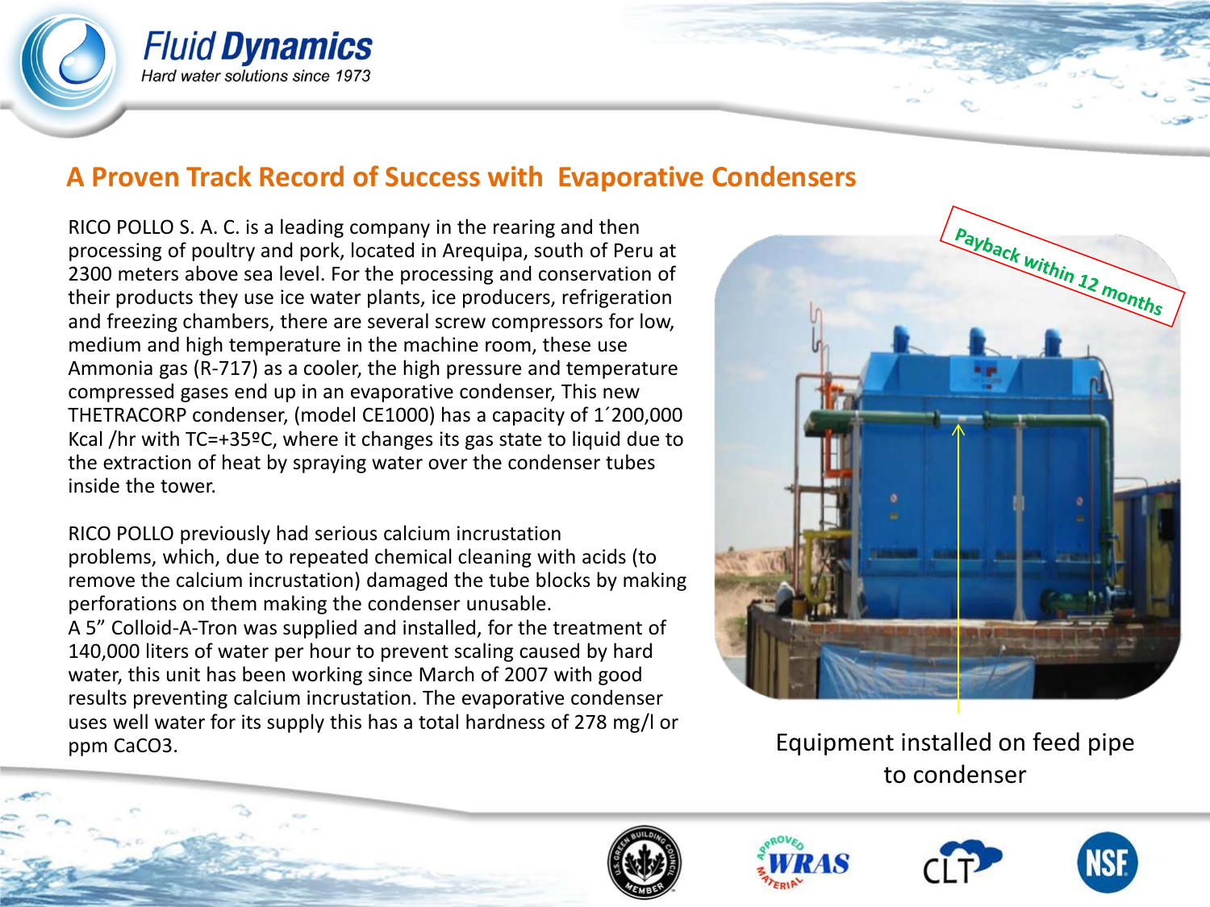## A Proven Track Record of Success with Evaporative Condensers

RICO POLLO S. A. C. is a leading company in the rearing and then processing of poultry and pork, located in Arequipa, south of Peru at 2300 meters above sea level. For the processing and conservation of their products they use ice water plants, ice producers, refrigeration and freezing chambers, there are several screw compressors for low, medium and high temperature in the machine room, these use Ammonia gas (R-717) as a cooler, the high pressure and temperature compressed gases end up in an evaporative condenser, This new THETRACORP condenser, (model CE1000) has a capacity of 1´200,000 Kcal /hr with TC=+35ºC, where it changes its gas state to liquid due to the extraction of heat by spraying water over the condenser tubes inside the tower.

RICO POLLO previously had serious calcium incrustation problems, which, due to repeated chemical cleaning with acids (to remove the calcium incrustation) damaged the tube blocks by making perforations on them making the condenser unusable.
A 5" Colloid-A-Tron was supplied and installed, for the treatment of 140,000 liters of water per hour to prevent scaling caused by hard water, this unit has been working since March of 2007 with good results preventing calcium incrustation. The evaporative condenser uses well water for its supply this has a total hardness of 278 mg/l or ppm $CaCO_3$.

Payback within 12 months

Equipment installed on feed pipe to condenser